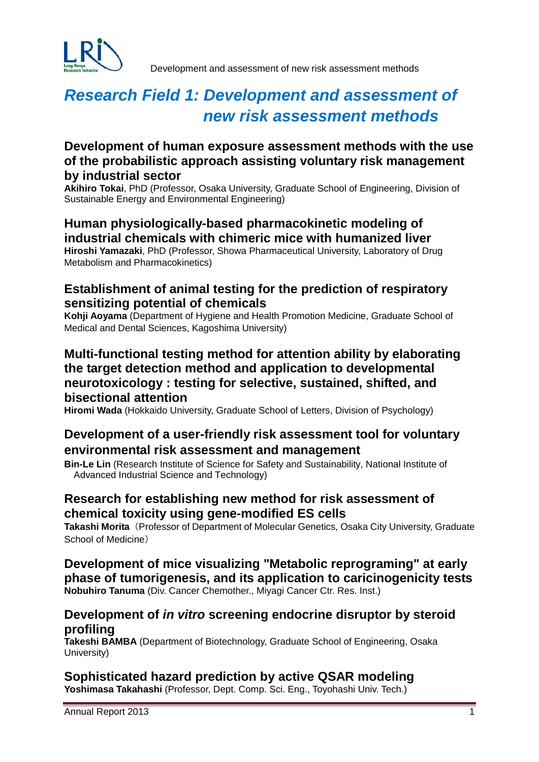# Research Field 1: Development and assessment of new risk assessment methods

## Development of human exposure assessment methods with the use of the probabilistic approach assisting voluntary risk management by industrial sector

**Akihiro Tokai**, PhD (Professor, Osaka University, Graduate School of Engineering, Division of Sustainable Energy and Environmental Engineering)

## Human physiologically-based pharmacokinetic modeling of industrial chemicals with chimeric mice with humanized liver

**Hiroshi Yamazaki**, PhD (Professor, Showa Pharmaceutical University, Laboratory of Drug Metabolism and Pharmacokinetics)

## Establishment of animal testing for the prediction of respiratory sensitizing potential of chemicals

**Kohji Aoyama** (Department of Hygiene and Health Promotion Medicine, Graduate School of Medical and Dental Sciences, Kagoshima University)

## Multi-functional testing method for attention ability by elaborating the target detection method and application to developmental neurotoxicology : testing for selective, sustained, shifted, and bisectional attention

**Hiromi Wada** (Hokkaido University, Graduate School of Letters, Division of Psychology)

## Development of a user-friendly risk assessment tool for voluntary environmental risk assessment and management

**Bin-Le Lin** (Research Institute of Science for Safety and Sustainability, National Institute of Advanced Industrial Science and Technology)

## Research for establishing new method for risk assessment of chemical toxicity using gene-modified ES cells

**Takashi Morita**（Professor of Department of Molecular Genetics, Osaka City University, Graduate School of Medicine）

## Development of mice visualizing "Metabolic reprograming" at early phase of tumorigenesis, and its application to caricinogenicity tests

**Nobuhiro Tanuma** (Div. Cancer Chemother., Miyagi Cancer Ctr. Res. Inst.)

## Development of *in vitro* screening endocrine disruptor by steroid profiling

**Takeshi BAMBA** (Department of Biotechnology, Graduate School of Engineering, Osaka University)

## Sophisticated hazard prediction by active QSAR modeling

**Yoshimasa Takahashi** (Professor, Dept. Comp. Sci. Eng., Toyohashi Univ. Tech.)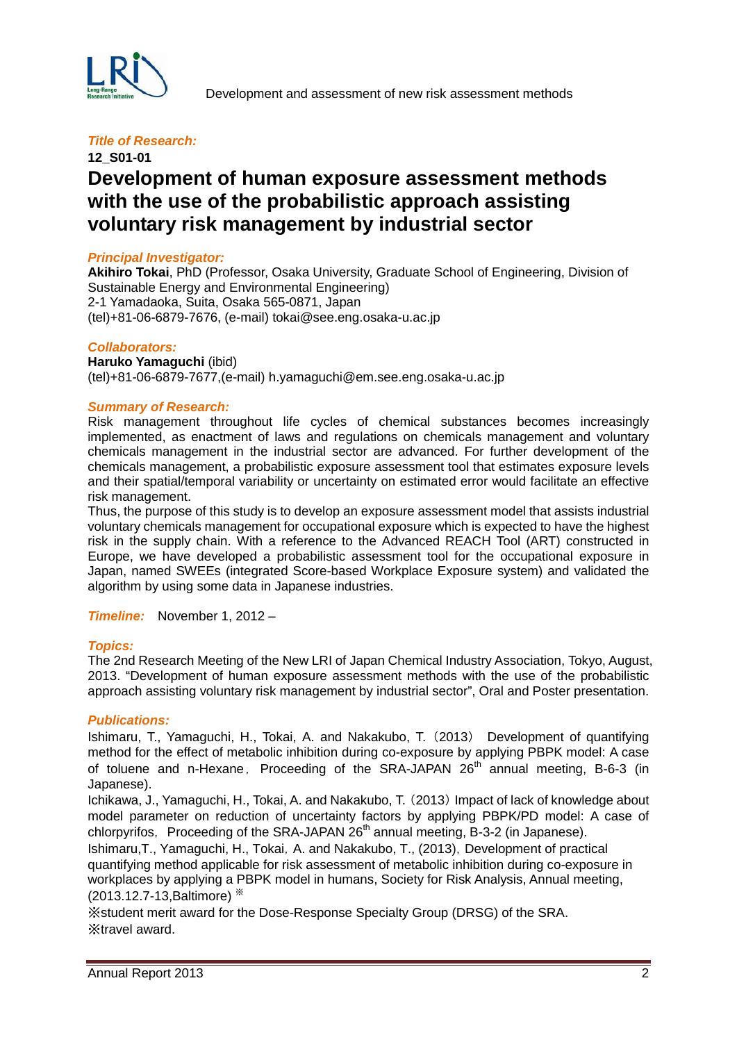***Title of Research:***

**12_S01-01**

# Development of human exposure assessment methods with the use of the probabilistic approach assisting voluntary risk management by industrial sector

***Principal Investigator:***

**Akihiro Tokai**, PhD (Professor, Osaka University, Graduate School of Engineering, Division of Sustainable Energy and Environmental Engineering)
2-1 Yamadaoka, Suita, Osaka 565-0871, Japan
(tel)+81-06-6879-7676, (e-mail) tokai@see.eng.osaka-u.ac.jp

***Collaborators:***

**Haruko Yamaguchi** (ibid)
(tel)+81-06-6879-7677,(e-mail) h.yamaguchi@em.see.eng.osaka-u.ac.jp

***Summary of Research:***

Risk management throughout life cycles of chemical substances becomes increasingly implemented, as enactment of laws and regulations on chemicals management and voluntary chemicals management in the industrial sector are advanced. For further development of the chemicals management, a probabilistic exposure assessment tool that estimates exposure levels and their spatial/temporal variability or uncertainty on estimated error would facilitate an effective risk management.

Thus, the purpose of this study is to develop an exposure assessment model that assists industrial voluntary chemicals management for occupational exposure which is expected to have the highest risk in the supply chain. With a reference to the Advanced REACH Tool (ART) constructed in Europe, we have developed a probabilistic assessment tool for the occupational exposure in Japan, named SWEEs (integrated Score-based Workplace Exposure system) and validated the algorithm by using some data in Japanese industries.

***Timeline:*** November 1, 2012 –

***Topics:***

The 2nd Research Meeting of the New LRI of Japan Chemical Industry Association, Tokyo, August, 2013. "Development of human exposure assessment methods with the use of the probabilistic approach assisting voluntary risk management by industrial sector", Oral and Poster presentation.

***Publications:***

Ishimaru, T., Yamaguchi, H., Tokai, A. and Nakakubo, T.（2013） Development of quantifying method for the effect of metabolic inhibition during co-exposure by applying PBPK model: A case of toluene and n-Hexane，Proceeding of the SRA-JAPAN 26th annual meeting, B-6-3 (in Japanese).

Ichikawa, J., Yamaguchi, H., Tokai, A. and Nakakubo, T.（2013）Impact of lack of knowledge about model parameter on reduction of uncertainty factors by applying PBPK/PD model: A case of chlorpyrifos，Proceeding of the SRA-JAPAN 26th annual meeting, B-3-2 (in Japanese).

Ishimaru,T., Yamaguchi, H., Tokai，A. and Nakakubo, T., (2013)，Development of practical quantifying method applicable for risk assessment of metabolic inhibition during co-exposure in workplaces by applying a PBPK model in humans, Society for Risk Analysis, Annual meeting, (2013.12.7-13,Baltimore) ※

※student merit award for the Dose-Response Specialty Group (DRSG) of the SRA.
※travel award.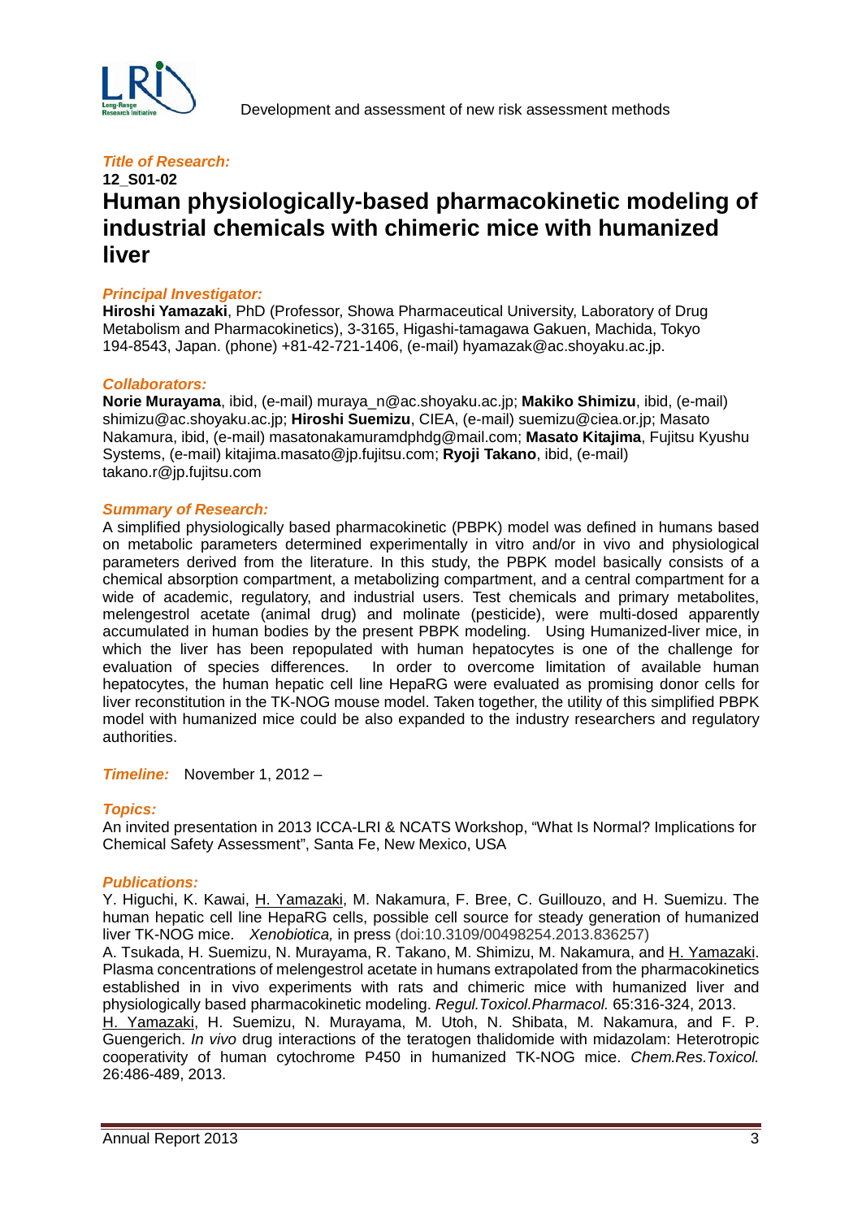*Title of Research:*

**12_S01-02**

# Human physiologically-based pharmacokinetic modeling of industrial chemicals with chimeric mice with humanized liver

*Principal Investigator:*

**Hiroshi Yamazaki**, PhD (Professor, Showa Pharmaceutical University, Laboratory of Drug Metabolism and Pharmacokinetics), 3-3165, Higashi-tamagawa Gakuen, Machida, Tokyo 194-8543, Japan. (phone) +81-42-721-1406, (e-mail) hyamazak@ac.shoyaku.ac.jp.

*Collaborators:*

**Norie Murayama**, ibid, (e-mail) muraya_n@ac.shoyaku.ac.jp; **Makiko Shimizu**, ibid, (e-mail) shimizu@ac.shoyaku.ac.jp; **Hiroshi Suemizu**, CIEA, (e-mail) suemizu@ciea.or.jp; Masato Nakamura, ibid, (e-mail) masatonakamuramdphdg@mail.com; **Masato Kitajima**, Fujitsu Kyushu Systems, (e-mail) kitajima.masato@jp.fujitsu.com; **Ryoji Takano**, ibid, (e-mail) takano.r@jp.fujitsu.com

*Summary of Research:*

A simplified physiologically based pharmacokinetic (PBPK) model was defined in humans based on metabolic parameters determined experimentally in vitro and/or in vivo and physiological parameters derived from the literature. In this study, the PBPK model basically consists of a chemical absorption compartment, a metabolizing compartment, and a central compartment for a wide of academic, regulatory, and industrial users. Test chemicals and primary metabolites, melengestrol acetate (animal drug) and molinate (pesticide), were multi-dosed apparently accumulated in human bodies by the present PBPK modeling. Using Humanized-liver mice, in which the liver has been repopulated with human hepatocytes is one of the challenge for evaluation of species differences. In order to overcome limitation of available human hepatocytes, the human hepatic cell line HepaRG were evaluated as promising donor cells for liver reconstitution in the TK-NOG mouse model. Taken together, the utility of this simplified PBPK model with humanized mice could be also expanded to the industry researchers and regulatory authorities.

*Timeline:* November 1, 2012 –

*Topics:*

An invited presentation in 2013 ICCA-LRI & NCATS Workshop, "What Is Normal? Implications for Chemical Safety Assessment", Santa Fe, New Mexico, USA

*Publications:*

Y. Higuchi, K. Kawai, H. Yamazaki, M. Nakamura, F. Bree, C. Guillouzo, and H. Suemizu. The human hepatic cell line HepaRG cells, possible cell source for steady generation of humanized liver TK-NOG mice. *Xenobiotica,* in press (doi:10.3109/00498254.2013.836257)

A. Tsukada, H. Suemizu, N. Murayama, R. Takano, M. Shimizu, M. Nakamura, and H. Yamazaki. Plasma concentrations of melengestrol acetate in humans extrapolated from the pharmacokinetics established in in vivo experiments with rats and chimeric mice with humanized liver and physiologically based pharmacokinetic modeling. *Regul.Toxicol.Pharmacol.* 65:316-324, 2013.

H. Yamazaki, H. Suemizu, N. Murayama, M. Utoh, N. Shibata, M. Nakamura, and F. P. Guengerich. *In vivo* drug interactions of the teratogen thalidomide with midazolam: Heterotropic cooperativity of human cytochrome P450 in humanized TK-NOG mice. *Chem.Res.Toxicol.* 26:486-489, 2013.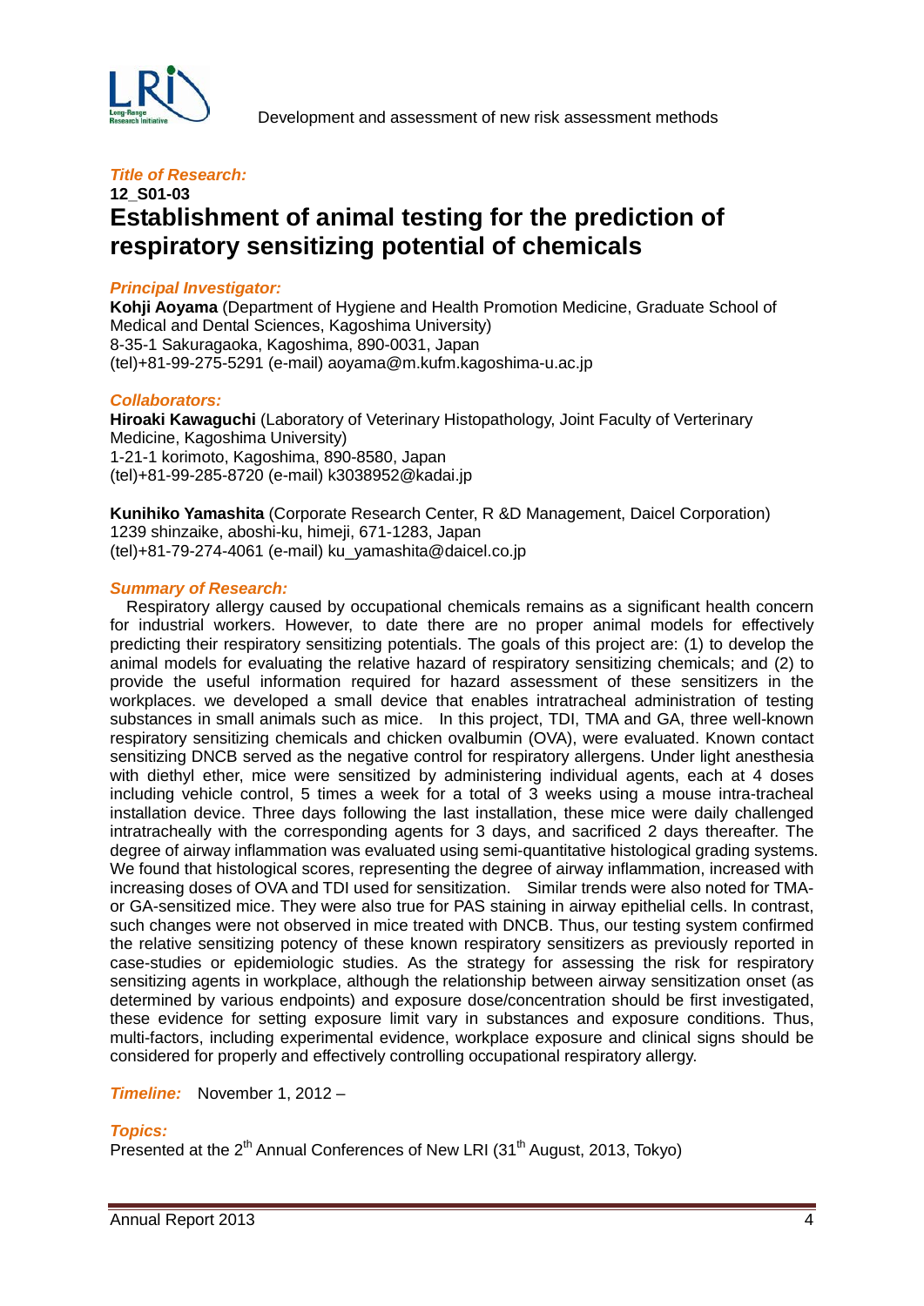*Title of Research:*

**12_S01-03**

# Establishment of animal testing for the prediction of respiratory sensitizing potential of chemicals

*Principal Investigator:*

**Kohji Aoyama** (Department of Hygiene and Health Promotion Medicine, Graduate School of Medical and Dental Sciences, Kagoshima University)
8-35-1 Sakuragaoka, Kagoshima, 890-0031, Japan
(tel)+81-99-275-5291 (e-mail) aoyama@m.kufm.kagoshima-u.ac.jp

*Collaborators:*

**Hiroaki Kawaguchi** (Laboratory of Veterinary Histopathology, Joint Faculty of Verterinary Medicine, Kagoshima University)
1-21-1 korimoto, Kagoshima, 890-8580, Japan
(tel)+81-99-285-8720 (e-mail) k3038952@kadai.jp

**Kunihiko Yamashita** (Corporate Research Center, R &D Management, Daicel Corporation)
1239 shinzaike, aboshi-ku, himeji, 671-1283, Japan
(tel)+81-79-274-4061 (e-mail) ku_yamashita@daicel.co.jp

*Summary of Research:*

Respiratory allergy caused by occupational chemicals remains as a significant health concern for industrial workers. However, to date there are no proper animal models for effectively predicting their respiratory sensitizing potentials. The goals of this project are: (1) to develop the animal models for evaluating the relative hazard of respiratory sensitizing chemicals; and (2) to provide the useful information required for hazard assessment of these sensitizers in the workplaces. we developed a small device that enables intratracheal administration of testing substances in small animals such as mice. In this project, TDI, TMA and GA, three well-known respiratory sensitizing chemicals and chicken ovalbumin (OVA), were evaluated. Known contact sensitizing DNCB served as the negative control for respiratory allergens. Under light anesthesia with diethyl ether, mice were sensitized by administering individual agents, each at 4 doses including vehicle control, 5 times a week for a total of 3 weeks using a mouse intra-tracheal installation device. Three days following the last installation, these mice were daily challenged intratracheally with the corresponding agents for 3 days, and sacrificed 2 days thereafter. The degree of airway inflammation was evaluated using semi-quantitative histological grading systems. We found that histological scores, representing the degree of airway inflammation, increased with increasing doses of OVA and TDI used for sensitization. Similar trends were also noted for TMA- or GA-sensitized mice. They were also true for PAS staining in airway epithelial cells. In contrast, such changes were not observed in mice treated with DNCB. Thus, our testing system confirmed the relative sensitizing potency of these known respiratory sensitizers as previously reported in case-studies or epidemiologic studies. As the strategy for assessing the risk for respiratory sensitizing agents in workplace, although the relationship between airway sensitization onset (as determined by various endpoints) and exposure dose/concentration should be first investigated, these evidence for setting exposure limit vary in substances and exposure conditions. Thus, multi-factors, including experimental evidence, workplace exposure and clinical signs should be considered for properly and effectively controlling occupational respiratory allergy.

*Timeline:* November 1, 2012 –

*Topics:*

Presented at the 2nd Annual Conferences of New LRI (31st August, 2013, Tokyo)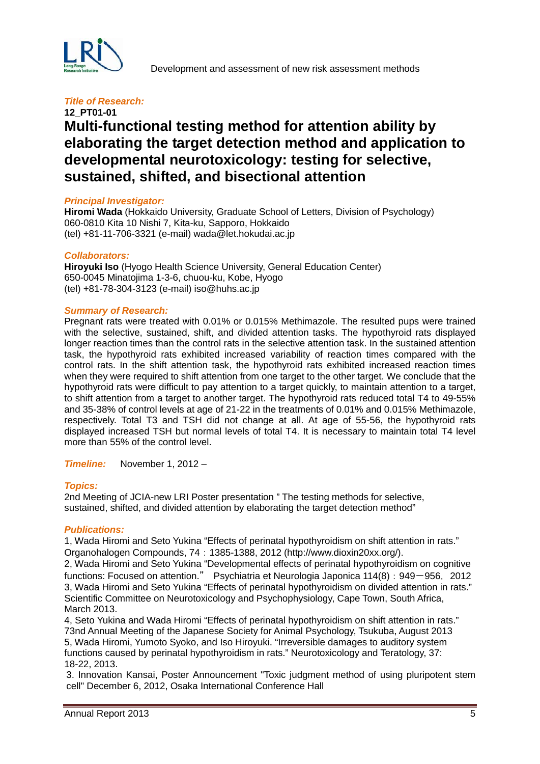*Title of Research:*

**12_PT01-01**

# Multi-functional testing method for attention ability by elaborating the target detection method and application to developmental neurotoxicology: testing for selective, sustained, shifted, and bisectional attention

*Principal Investigator:*

**Hiromi Wada** (Hokkaido University, Graduate School of Letters, Division of Psychology)
060-0810 Kita 10 Nishi 7, Kita-ku, Sapporo, Hokkaido
(tel) +81-11-706-3321 (e-mail) wada@let.hokudai.ac.jp

*Collaborators:*

**Hiroyuki Iso** (Hyogo Health Science University, General Education Center)
650-0045 Minatojima 1-3-6, chuou-ku, Kobe, Hyogo
(tel) +81-78-304-3123 (e-mail) iso@huhs.ac.jp

*Summary of Research:*

Pregnant rats were treated with 0.01% or 0.015% Methimazole. The resulted pups were trained with the selective, sustained, shift, and divided attention tasks. The hypothyroid rats displayed longer reaction times than the control rats in the selective attention task. In the sustained attention task, the hypothyroid rats exhibited increased variability of reaction times compared with the control rats. In the shift attention task, the hypothyroid rats exhibited increased reaction times when they were required to shift attention from one target to the other target. We conclude that the hypothyroid rats were difficult to pay attention to a target quickly, to maintain attention to a target, to shift attention from a target to another target. The hypothyroid rats reduced total T4 to 49-55% and 35-38% of control levels at age of 21-22 in the treatments of 0.01% and 0.015% Methimazole, respectively. Total T3 and TSH did not change at all. At age of 55-56, the hypothyroid rats displayed increased TSH but normal levels of total T4. It is necessary to maintain total T4 level more than 55% of the control level.

*Timeline:* November 1, 2012 –

*Topics:*

2nd Meeting of JCIA-new LRI Poster presentation " The testing methods for selective, sustained, shifted, and divided attention by elaborating the target detection method"

*Publications:*

1, Wada Hiromi and Seto Yukina "Effects of perinatal hypothyroidism on shift attention in rats." Organohalogen Compounds, 74：1385-1388, 2012 (http://www.dioxin20xx.org/).
2, Wada Hiromi and Seto Yukina "Developmental effects of perinatal hypothyroidism on cognitive functions: Focused on attention." Psychiatria et Neurologia Japonica 114(8)：949－956, 2012
3, Wada Hiromi and Seto Yukina "Effects of perinatal hypothyroidism on divided attention in rats." Scientific Committee on Neurotoxicology and Psychophysiology, Cape Town, South Africa, March 2013.
4, Seto Yukina and Wada Hiromi "Effects of perinatal hypothyroidism on shift attention in rats." 73nd Annual Meeting of the Japanese Society for Animal Psychology, Tsukuba, August 2013
5, Wada Hiromi, Yumoto Syoko, and Iso Hiroyuki. "Irreversible damages to auditory system functions caused by perinatal hypothyroidism in rats." Neurotoxicology and Teratology, 37: 18-22, 2013.
3. Innovation Kansai, Poster Announcement "Toxic judgment method of using pluripotent stem cell" December 6, 2012, Osaka International Conference Hall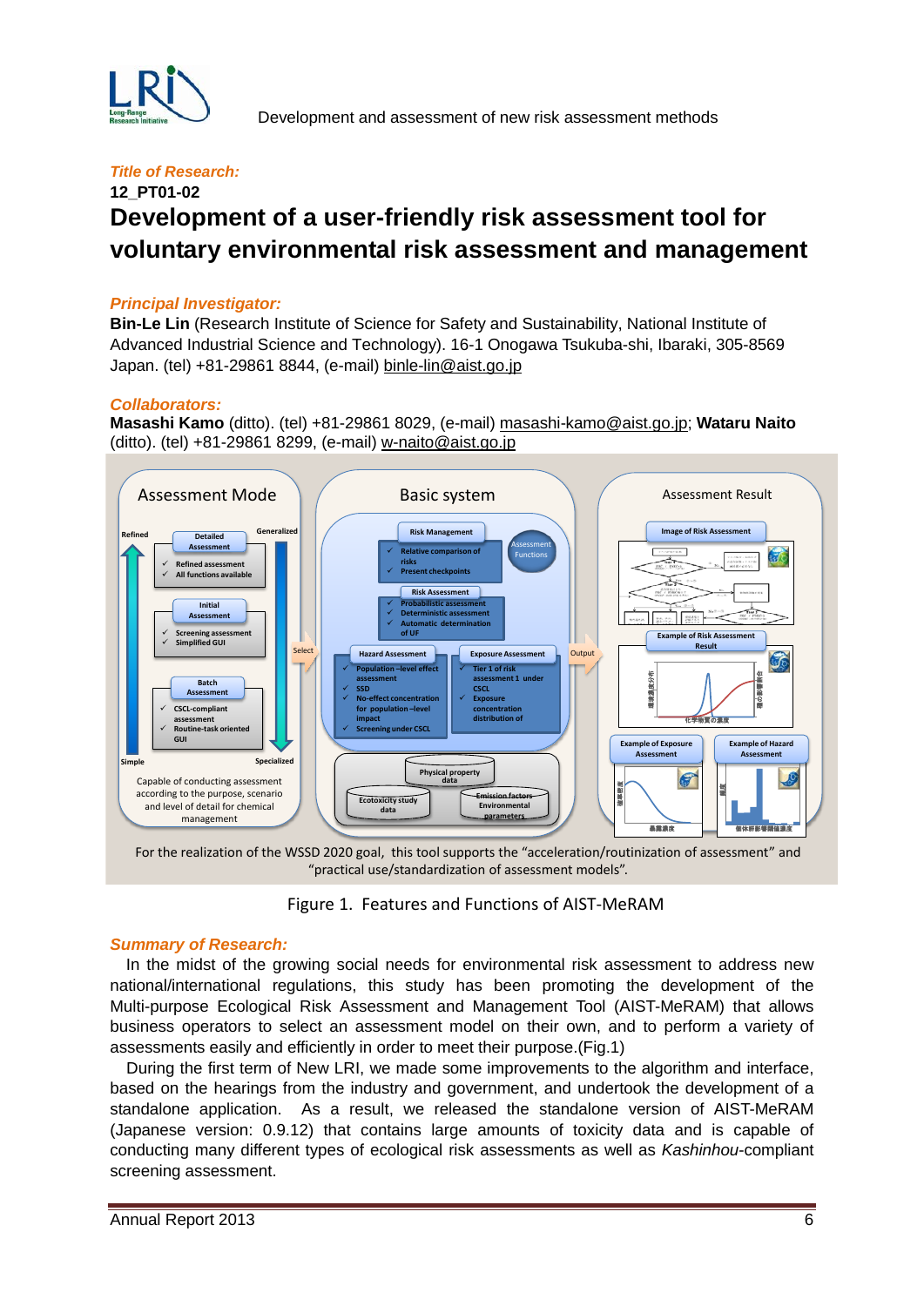*Title of Research:*

**12_PT01-02**

# Development of a user-friendly risk assessment tool for voluntary environmental risk assessment and management

*Principal Investigator:*

**Bin-Le Lin** (Research Institute of Science for Safety and Sustainability, National Institute of Advanced Industrial Science and Technology). 16-1 Onogawa Tsukuba-shi, Ibaraki, 305-8569 Japan. (tel) +81-29861 8844, (e-mail) binle-lin@aist.go.jp

*Collaborators:*

**Masashi Kamo** (ditto). (tel) +81-29861 8029, (e-mail) masashi-kamo@aist.go.jp; **Wataru Naito** (ditto). (tel) +81-29861 8299, (e-mail) w-naito@aist.go.jp

For the realization of the WSSD 2020 goal, this tool supports the "acceleration/routinization of assessment" and "practical use/standardization of assessment models".

Figure 1. Features and Functions of AIST-MeRAM

*Summary of Research:*

In the midst of the growing social needs for environmental risk assessment to address new national/international regulations, this study has been promoting the development of the Multi-purpose Ecological Risk Assessment and Management Tool (AIST-MeRAM) that allows business operators to select an assessment model on their own, and to perform a variety of assessments easily and efficiently in order to meet their purpose.(Fig.1)

During the first term of New LRI, we made some improvements to the algorithm and interface, based on the hearings from the industry and government, and undertook the development of a standalone application. As a result, we released the standalone version of AIST-MeRAM (Japanese version: 0.9.12) that contains large amounts of toxicity data and is capable of conducting many different types of ecological risk assessments as well as *Kashinhou*-compliant screening assessment.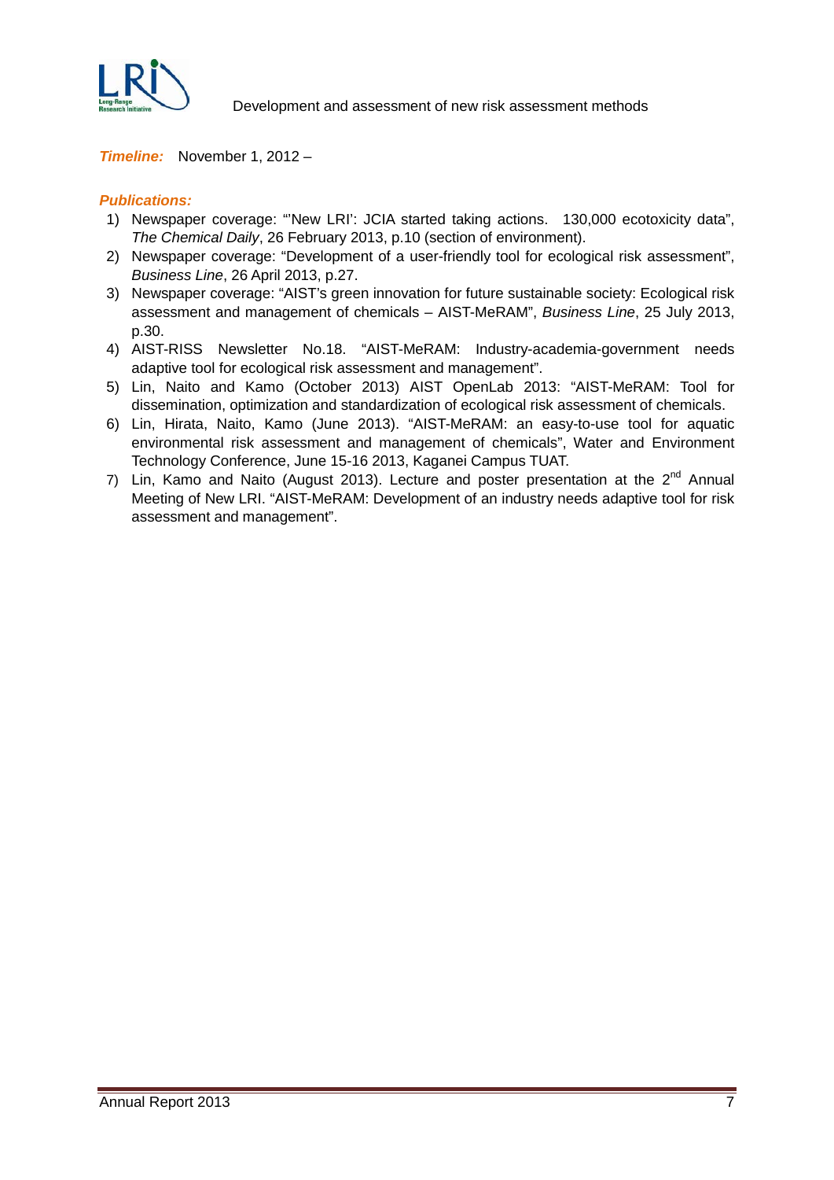***Timeline:*** November 1, 2012 –

***Publications:***

1) Newspaper coverage: "'New LRI': JCIA started taking actions. 130,000 ecotoxicity data", *The Chemical Daily*, 26 February 2013, p.10 (section of environment).
2) Newspaper coverage: "Development of a user-friendly tool for ecological risk assessment", *Business Line*, 26 April 2013, p.27.
3) Newspaper coverage: "AIST's green innovation for future sustainable society: Ecological risk assessment and management of chemicals – AIST-MeRAM", *Business Line*, 25 July 2013, p.30.
4) AIST-RISS Newsletter No.18. "AIST-MeRAM: Industry-academia-government needs adaptive tool for ecological risk assessment and management".
5) Lin, Naito and Kamo (October 2013) AIST OpenLab 2013: "AIST-MeRAM: Tool for dissemination, optimization and standardization of ecological risk assessment of chemicals.
6) Lin, Hirata, Naito, Kamo (June 2013). "AIST-MeRAM: an easy-to-use tool for aquatic environmental risk assessment and management of chemicals", Water and Environment Technology Conference, June 15-16 2013, Kaganei Campus TUAT.
7) Lin, Kamo and Naito (August 2013). Lecture and poster presentation at the 2nd Annual Meeting of New LRI. "AIST-MeRAM: Development of an industry needs adaptive tool for risk assessment and management".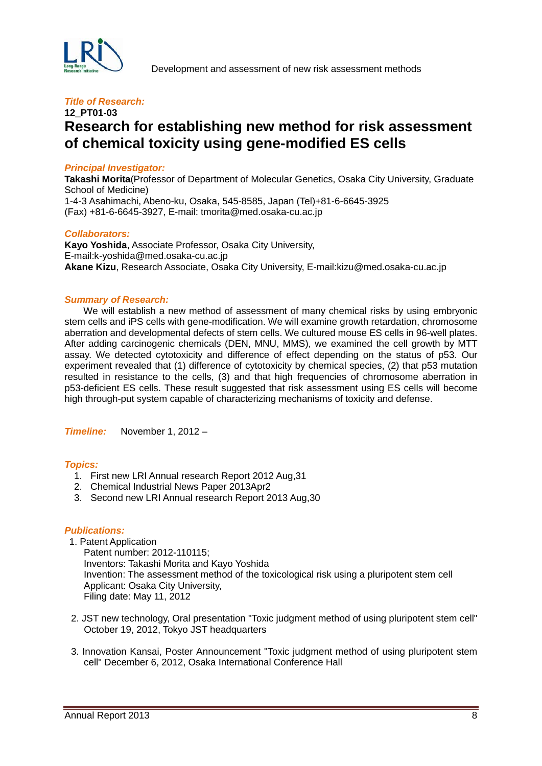*Title of Research:*

**12_PT01-03**

# Research for establishing new method for risk assessment of chemical toxicity using gene-modified ES cells

*Principal Investigator:*

**Takashi Morita**(Professor of Department of Molecular Genetics, Osaka City University, Graduate School of Medicine)
1-4-3 Asahimachi, Abeno-ku, Osaka, 545-8585, Japan (Tel)+81-6-6645-3925
(Fax) +81-6-6645-3927, E-mail: tmorita@med.osaka-cu.ac.jp

*Collaborators:*

**Kayo Yoshida**, Associate Professor, Osaka City University,
E-mail:k-yoshida@med.osaka-cu.ac.jp
**Akane Kizu**, Research Associate, Osaka City University, E-mail:kizu@med.osaka-cu.ac.jp

*Summary of Research:*

We will establish a new method of assessment of many chemical risks by using embryonic stem cells and iPS cells with gene-modification. We will examine growth retardation, chromosome aberration and developmental defects of stem cells. We cultured mouse ES cells in 96-well plates. After adding carcinogenic chemicals (DEN, MNU, MMS), we examined the cell growth by MTT assay. We detected cytotoxicity and difference of effect depending on the status of p53. Our experiment revealed that (1) difference of cytotoxicity by chemical species, (2) that p53 mutation resulted in resistance to the cells, (3) and that high frequencies of chromosome aberration in p53-deficient ES cells. These result suggested that risk assessment using ES cells will become high through-put system capable of characterizing mechanisms of toxicity and defense.

*Timeline:* November 1, 2012 –

*Topics:*

1. First new LRI Annual research Report 2012 Aug,31
2. Chemical Industrial News Paper 2013Apr2
3. Second new LRI Annual research Report 2013 Aug,30

*Publications:*

1. Patent Application
   Patent number: 2012-110115;
   Inventors: Takashi Morita and Kayo Yoshida
   Invention: The assessment method of the toxicological risk using a pluripotent stem cell
   Applicant: Osaka City University,
   Filing date: May 11, 2012

2. JST new technology, Oral presentation "Toxic judgment method of using pluripotent stem cell" October 19, 2012, Tokyo JST headquarters

3. Innovation Kansai, Poster Announcement "Toxic judgment method of using pluripotent stem cell" December 6, 2012, Osaka International Conference Hall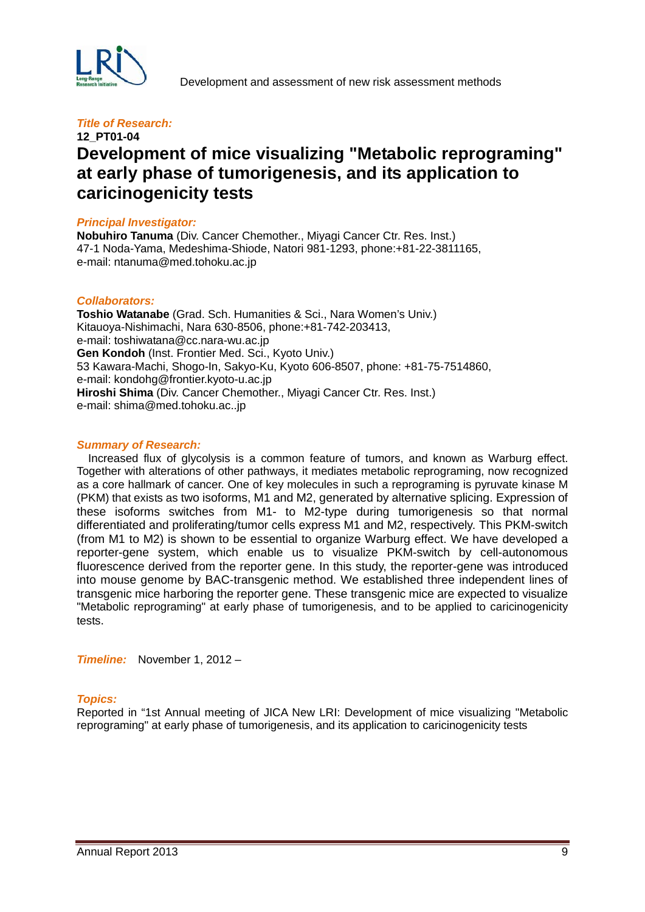### *Title of Research:*

**12_PT01-04**

# Development of mice visualizing "Metabolic reprograming" at early phase of tumorigenesis, and its application to caricinogenicity tests

### *Principal Investigator:*

**Nobuhiro Tanuma** (Div. Cancer Chemother., Miyagi Cancer Ctr. Res. Inst.)
47-1 Noda-Yama, Medeshima-Shiode, Natori 981-1293, phone:+81-22-3811165,
e-mail: ntanuma@med.tohoku.ac.jp

### *Collaborators:*

**Toshio Watanabe** (Grad. Sch. Humanities & Sci., Nara Women's Univ.)
Kitauoya-Nishimachi, Nara 630-8506, phone:+81-742-203413,
e-mail: toshiwatana@cc.nara-wu.ac.jp
**Gen Kondoh** (Inst. Frontier Med. Sci., Kyoto Univ.)
53 Kawara-Machi, Shogo-In, Sakyo-Ku, Kyoto 606-8507, phone: +81-75-7514860,
e-mail: kondohg@frontier.kyoto-u.ac.jp
**Hiroshi Shima** (Div. Cancer Chemother., Miyagi Cancer Ctr. Res. Inst.)
e-mail: shima@med.tohoku.ac..jp

### *Summary of Research:*

Increased flux of glycolysis is a common feature of tumors, and known as Warburg effect. Together with alterations of other pathways, it mediates metabolic reprograming, now recognized as a core hallmark of cancer. One of key molecules in such a reprograming is pyruvate kinase M (PKM) that exists as two isoforms, M1 and M2, generated by alternative splicing. Expression of these isoforms switches from M1- to M2-type during tumorigenesis so that normal differentiated and proliferating/tumor cells express M1 and M2, respectively. This PKM-switch (from M1 to M2) is shown to be essential to organize Warburg effect. We have developed a reporter-gene system, which enable us to visualize PKM-switch by cell-autonomous fluorescence derived from the reporter gene. In this study, the reporter-gene was introduced into mouse genome by BAC-transgenic method. We established three independent lines of transgenic mice harboring the reporter gene. These transgenic mice are expected to visualize "Metabolic reprograming" at early phase of tumorigenesis, and to be applied to caricinogenicity tests.

***Timeline:*** November 1, 2012 –

### *Topics:*

Reported in “1st Annual meeting of JICA New LRI: Development of mice visualizing "Metabolic reprograming" at early phase of tumorigenesis, and its application to caricinogenicity tests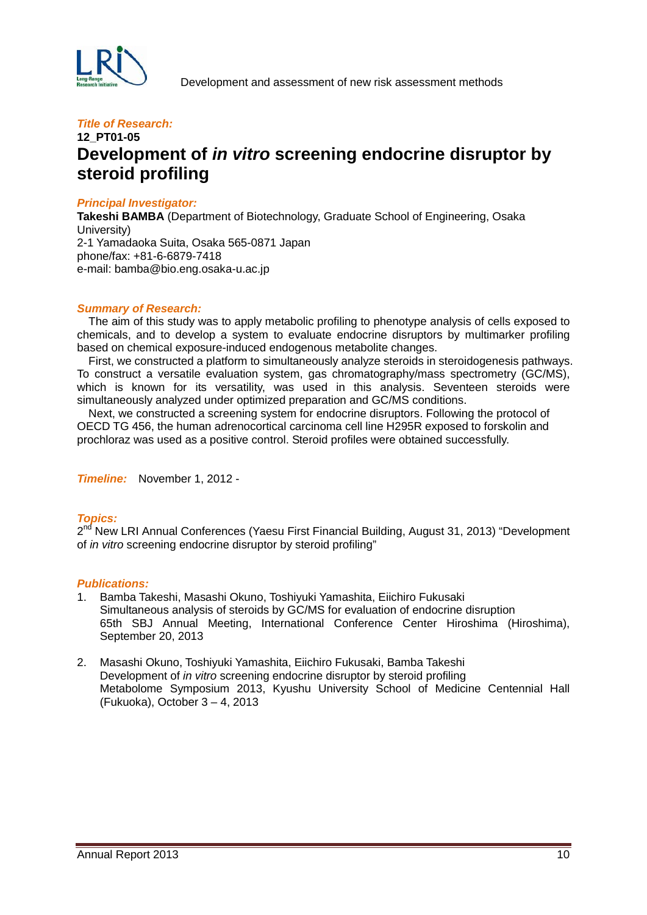***Title of Research:***

**12_PT01-05**

# Development of *in vitro* screening endocrine disruptor by steroid profiling

***Principal Investigator:***

**Takeshi BAMBA** (Department of Biotechnology, Graduate School of Engineering, Osaka University)
2-1 Yamadaoka Suita, Osaka 565-0871 Japan
phone/fax: +81-6-6879-7418
e-mail: bamba@bio.eng.osaka-u.ac.jp

***Summary of Research:***

The aim of this study was to apply metabolic profiling to phenotype analysis of cells exposed to chemicals, and to develop a system to evaluate endocrine disruptors by multimarker profiling based on chemical exposure-induced endogenous metabolite changes.

First, we constructed a platform to simultaneously analyze steroids in steroidogenesis pathways. To construct a versatile evaluation system, gas chromatography/mass spectrometry (GC/MS), which is known for its versatility, was used in this analysis. Seventeen steroids were simultaneously analyzed under optimized preparation and GC/MS conditions.

Next, we constructed a screening system for endocrine disruptors. Following the protocol of OECD TG 456, the human adrenocortical carcinoma cell line H295R exposed to forskolin and prochloraz was used as a positive control. Steroid profiles were obtained successfully.

***Timeline:*** November 1, 2012 -

***Topics:***

2nd New LRI Annual Conferences (Yaesu First Financial Building, August 31, 2013) "Development of *in vitro* screening endocrine disruptor by steroid profiling"

***Publications:***

1. Bamba Takeshi, Masashi Okuno, Toshiyuki Yamashita, Eiichiro Fukusaki
   Simultaneous analysis of steroids by GC/MS for evaluation of endocrine disruption
   65th SBJ Annual Meeting, International Conference Center Hiroshima (Hiroshima), September 20, 2013

2. Masashi Okuno, Toshiyuki Yamashita, Eiichiro Fukusaki, Bamba Takeshi
   Development of *in vitro* screening endocrine disruptor by steroid profiling
   Metabolome Symposium 2013, Kyushu University School of Medicine Centennial Hall (Fukuoka), October 3 – 4, 2013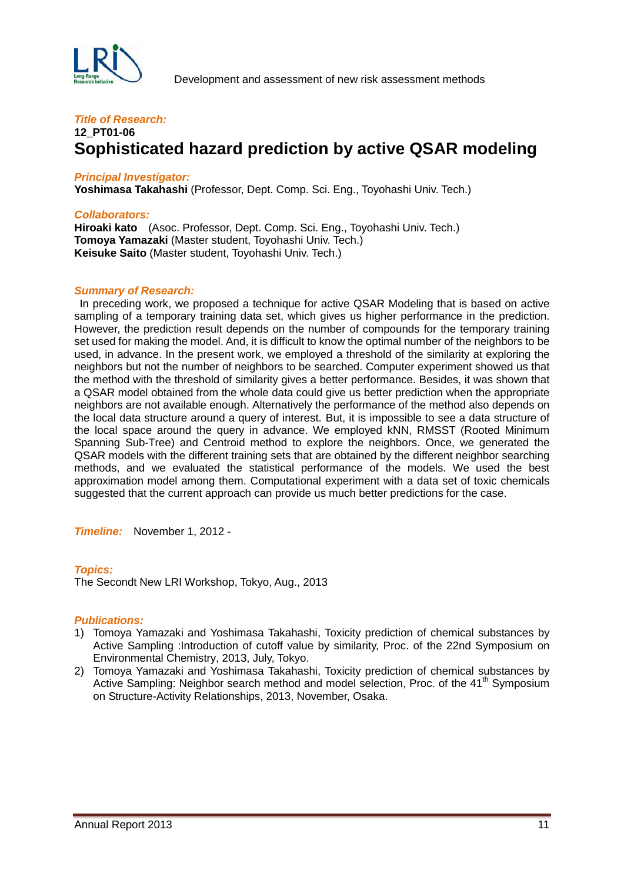***Title of Research:***

**12_PT01-06**

# Sophisticated hazard prediction by active QSAR modeling

***Principal Investigator:***

**Yoshimasa Takahashi** (Professor, Dept. Comp. Sci. Eng., Toyohashi Univ. Tech.)

***Collaborators:***

**Hiroaki kato** (Asoc. Professor, Dept. Comp. Sci. Eng., Toyohashi Univ. Tech.)
**Tomoya Yamazaki** (Master student, Toyohashi Univ. Tech.)
**Keisuke Saito** (Master student, Toyohashi Univ. Tech.)

***Summary of Research:***

In preceding work, we proposed a technique for active QSAR Modeling that is based on active sampling of a temporary training data set, which gives us higher performance in the prediction. However, the prediction result depends on the number of compounds for the temporary training set used for making the model. And, it is difficult to know the optimal number of the neighbors to be used, in advance. In the present work, we employed a threshold of the similarity at exploring the neighbors but not the number of neighbors to be searched. Computer experiment showed us that the method with the threshold of similarity gives a better performance. Besides, it was shown that a QSAR model obtained from the whole data could give us better prediction when the appropriate neighbors are not available enough. Alternatively the performance of the method also depends on the local data structure around a query of interest. But, it is impossible to see a data structure of the local space around the query in advance. We employed kNN, RMSST (Rooted Minimum Spanning Sub-Tree) and Centroid method to explore the neighbors. Once, we generated the QSAR models with the different training sets that are obtained by the different neighbor searching methods, and we evaluated the statistical performance of the models. We used the best approximation model among them. Computational experiment with a data set of toxic chemicals suggested that the current approach can provide us much better predictions for the case.

***Timeline:*** November 1, 2012 -

***Topics:***

The Secondt New LRI Workshop, Tokyo, Aug., 2013

***Publications:***

1) Tomoya Yamazaki and Yoshimasa Takahashi, Toxicity prediction of chemical substances by Active Sampling :Introduction of cutoff value by similarity, Proc. of the 22nd Symposium on Environmental Chemistry, 2013, July, Tokyo.
2) Tomoya Yamazaki and Yoshimasa Takahashi, Toxicity prediction of chemical substances by Active Sampling: Neighbor search method and model selection, Proc. of the 41th Symposium on Structure-Activity Relationships, 2013, November, Osaka.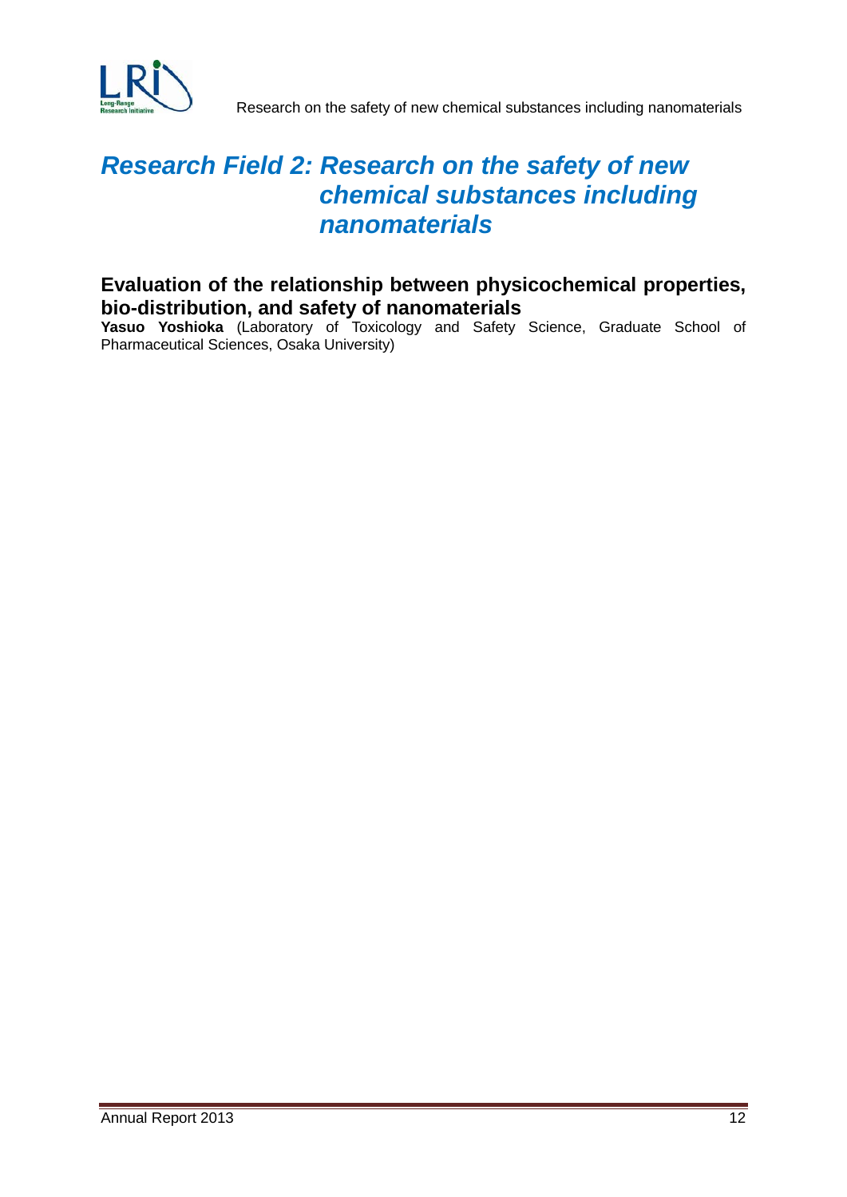# *Research Field 2: Research on the safety of new chemical substances including nanomaterials*

## Evaluation of the relationship between physicochemical properties, bio-distribution, and safety of nanomaterials

**Yasuo Yoshioka** (Laboratory of Toxicology and Safety Science, Graduate School of Pharmaceutical Sciences, Osaka University)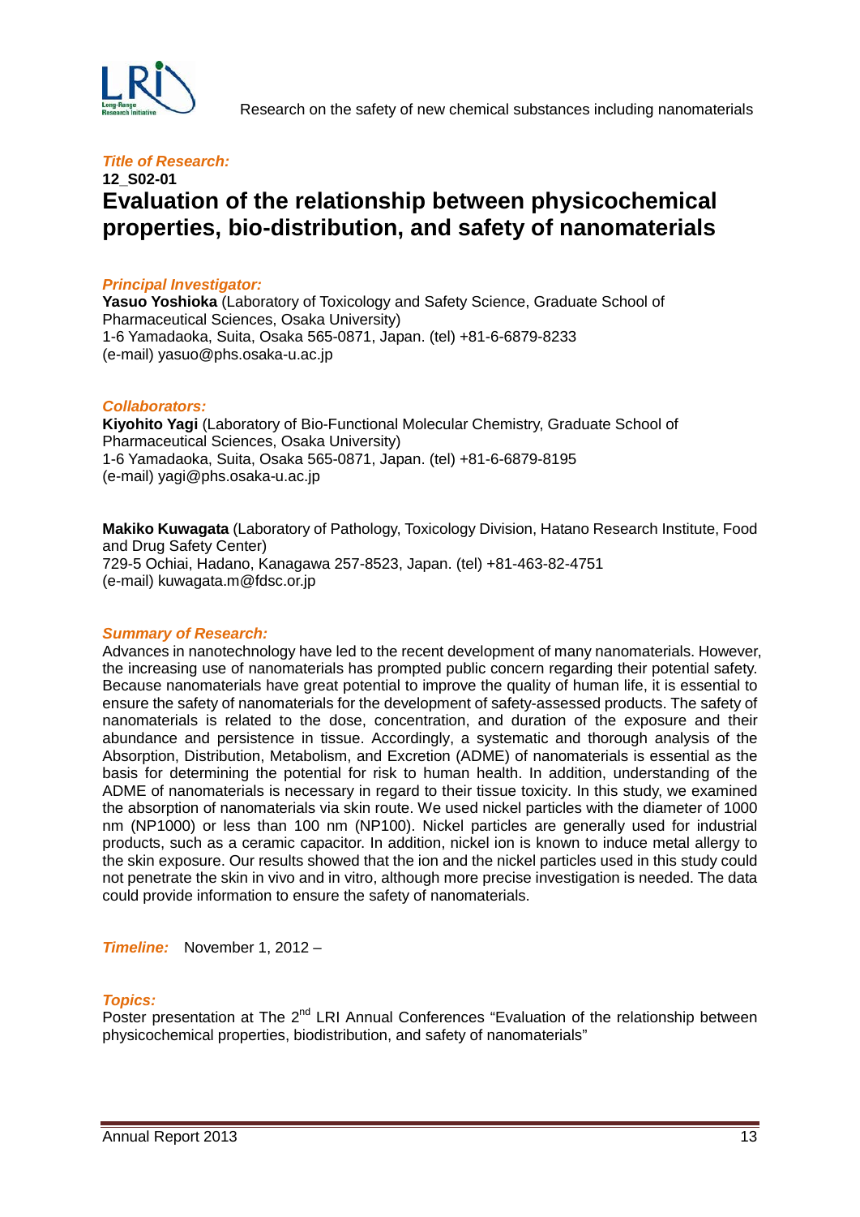*Title of Research:*

**12_S02-01**

# Evaluation of the relationship between physicochemical properties, bio-distribution, and safety of nanomaterials

*Principal Investigator:*

**Yasuo Yoshioka** (Laboratory of Toxicology and Safety Science, Graduate School of Pharmaceutical Sciences, Osaka University)
1-6 Yamadaoka, Suita, Osaka 565-0871, Japan. (tel) +81-6-6879-8233
(e-mail) yasuo@phs.osaka-u.ac.jp

*Collaborators:*

**Kiyohito Yagi** (Laboratory of Bio-Functional Molecular Chemistry, Graduate School of Pharmaceutical Sciences, Osaka University)
1-6 Yamadaoka, Suita, Osaka 565-0871, Japan. (tel) +81-6-6879-8195
(e-mail) yagi@phs.osaka-u.ac.jp

**Makiko Kuwagata** (Laboratory of Pathology, Toxicology Division, Hatano Research Institute, Food and Drug Safety Center)
729-5 Ochiai, Hadano, Kanagawa 257-8523, Japan. (tel) +81-463-82-4751
(e-mail) kuwagata.m@fdsc.or.jp

*Summary of Research:*

Advances in nanotechnology have led to the recent development of many nanomaterials. However, the increasing use of nanomaterials has prompted public concern regarding their potential safety. Because nanomaterials have great potential to improve the quality of human life, it is essential to ensure the safety of nanomaterials for the development of safety-assessed products. The safety of nanomaterials is related to the dose, concentration, and duration of the exposure and their abundance and persistence in tissue. Accordingly, a systematic and thorough analysis of the Absorption, Distribution, Metabolism, and Excretion (ADME) of nanomaterials is essential as the basis for determining the potential for risk to human health. In addition, understanding of the ADME of nanomaterials is necessary in regard to their tissue toxicity. In this study, we examined the absorption of nanomaterials via skin route. We used nickel particles with the diameter of 1000 nm (NP1000) or less than 100 nm (NP100). Nickel particles are generally used for industrial products, such as a ceramic capacitor. In addition, nickel ion is known to induce metal allergy to the skin exposure. Our results showed that the ion and the nickel particles used in this study could not penetrate the skin in vivo and in vitro, although more precise investigation is needed. The data could provide information to ensure the safety of nanomaterials.

*Timeline:* November 1, 2012 –

*Topics:*

Poster presentation at The 2nd LRI Annual Conferences “Evaluation of the relationship between physicochemical properties, biodistribution, and safety of nanomaterials”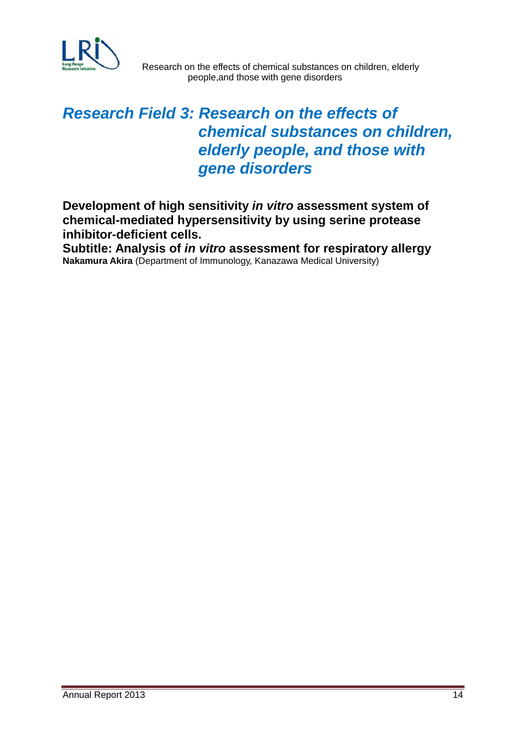# *Research Field 3: Research on the effects of chemical substances on children, elderly people, and those with gene disorders*

**Development of high sensitivity *in vitro* assessment system of chemical-mediated hypersensitivity by using serine protease inhibitor-deficient cells.**

**Subtitle: Analysis of *in vitro* assessment for respiratory allergy**

**Nakamura Akira** (Department of Immunology, Kanazawa Medical University)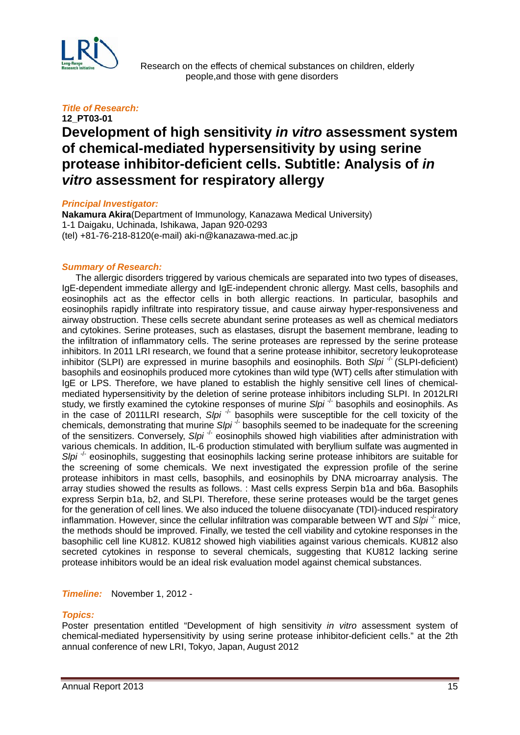Research on the effects of chemical substances on children, elderly people,and those with gene disorders

***Title of Research:***

**12_PT03-01**

# Development of high sensitivity *in vitro* assessment system of chemical-mediated hypersensitivity by using serine protease inhibitor-deficient cells. Subtitle: Analysis of *in vitro* assessment for respiratory allergy

***Principal Investigator:***

**Nakamura Akira**(Department of Immunology, Kanazawa Medical University)
1-1 Daigaku, Uchinada, Ishikawa, Japan 920-0293
(tel) +81-76-218-8120(e-mail) aki-n@kanazawa-med.ac.jp

***Summary of Research:***

The allergic disorders triggered by various chemicals are separated into two types of diseases, IgE-dependent immediate allergy and IgE-independent chronic allergy. Mast cells, basophils and eosinophils act as the effector cells in both allergic reactions. In particular, basophils and eosinophils rapidly infiltrate into respiratory tissue, and cause airway hyper-responsiveness and airway obstruction. These cells secrete abundant serine proteases as well as chemical mediators and cytokines. Serine proteases, such as elastases, disrupt the basement membrane, leading to the infiltration of inflammatory cells. The serine proteases are repressed by the serine protease inhibitors. In 2011 LRI research, we found that a serine protease inhibitor, secretory leukoprotease inhibitor (SLPI) are expressed in murine basophils and eosinophils. Both *Slpi* $^{-/-}$ (SLPI-deficient) basophils and eosinophils produced more cytokines than wild type (WT) cells after stimulation with IgE or LPS. Therefore, we have planed to establish the highly sensitive cell lines of chemical-mediated hypersensitivity by the deletion of serine protease inhibitors including SLPI. In 2012LRI study, we firstly examined the cytokine responses of murine *Slpi* $^{-/-}$ basophils and eosinophils. As in the case of 2011LRI research, *Slpi* $^{-/-}$ basophils were susceptible for the cell toxicity of the chemicals, demonstrating that murine *Slpi* $^{-/-}$ basophils seemed to be inadequate for the screening of the sensitizers. Conversely, *Slpi* $^{-/-}$ eosinophils showed high viabilities after administration with various chemicals. In addition, IL-6 production stimulated with beryllium sulfate was augmented in *Slpi* $^{-/-}$ eosinophils, suggesting that eosinophils lacking serine protease inhibitors are suitable for the screening of some chemicals. We next investigated the expression profile of the serine protease inhibitors in mast cells, basophils, and eosinophils by DNA microarray analysis. The array studies showed the results as follows. : Mast cells express Serpin b1a and b6a. Basophils express Serpin b1a, b2, and SLPI. Therefore, these serine proteases would be the target genes for the generation of cell lines. We also induced the toluene diisocyanate (TDI)-induced respiratory inflammation. However, since the cellular infiltration was comparable between WT and *Slpi* $^{-/-}$ mice, the methods should be improved. Finally, we tested the cell viability and cytokine responses in the basophilic cell line KU812. KU812 showed high viabilities against various chemicals. KU812 also secreted cytokines in response to several chemicals, suggesting that KU812 lacking serine protease inhibitors would be an ideal risk evaluation model against chemical substances.

***Timeline:*** November 1, 2012 -

***Topics:***

Poster presentation entitled “Development of high sensitivity *in vitro* assessment system of chemical-mediated hypersensitivity by using serine protease inhibitor-deficient cells.” at the 2th annual conference of new LRI, Tokyo, Japan, August 2012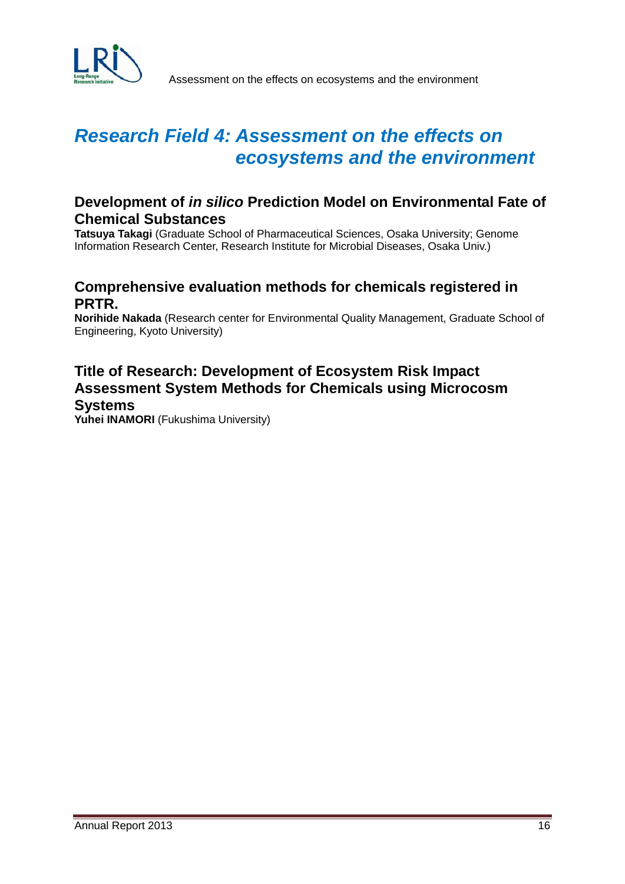# *Research Field 4: Assessment on the effects on ecosystems and the environment*

## Development of *in silico* Prediction Model on Environmental Fate of Chemical Substances

**Tatsuya Takagi** (Graduate School of Pharmaceutical Sciences, Osaka University; Genome Information Research Center, Research Institute for Microbial Diseases, Osaka Univ.)

## Comprehensive evaluation methods for chemicals registered in PRTR.

**Norihide Nakada** (Research center for Environmental Quality Management, Graduate School of Engineering, Kyoto University)

## Title of Research: Development of Ecosystem Risk Impact Assessment System Methods for Chemicals using Microcosm Systems

**Yuhei INAMORI** (Fukushima University)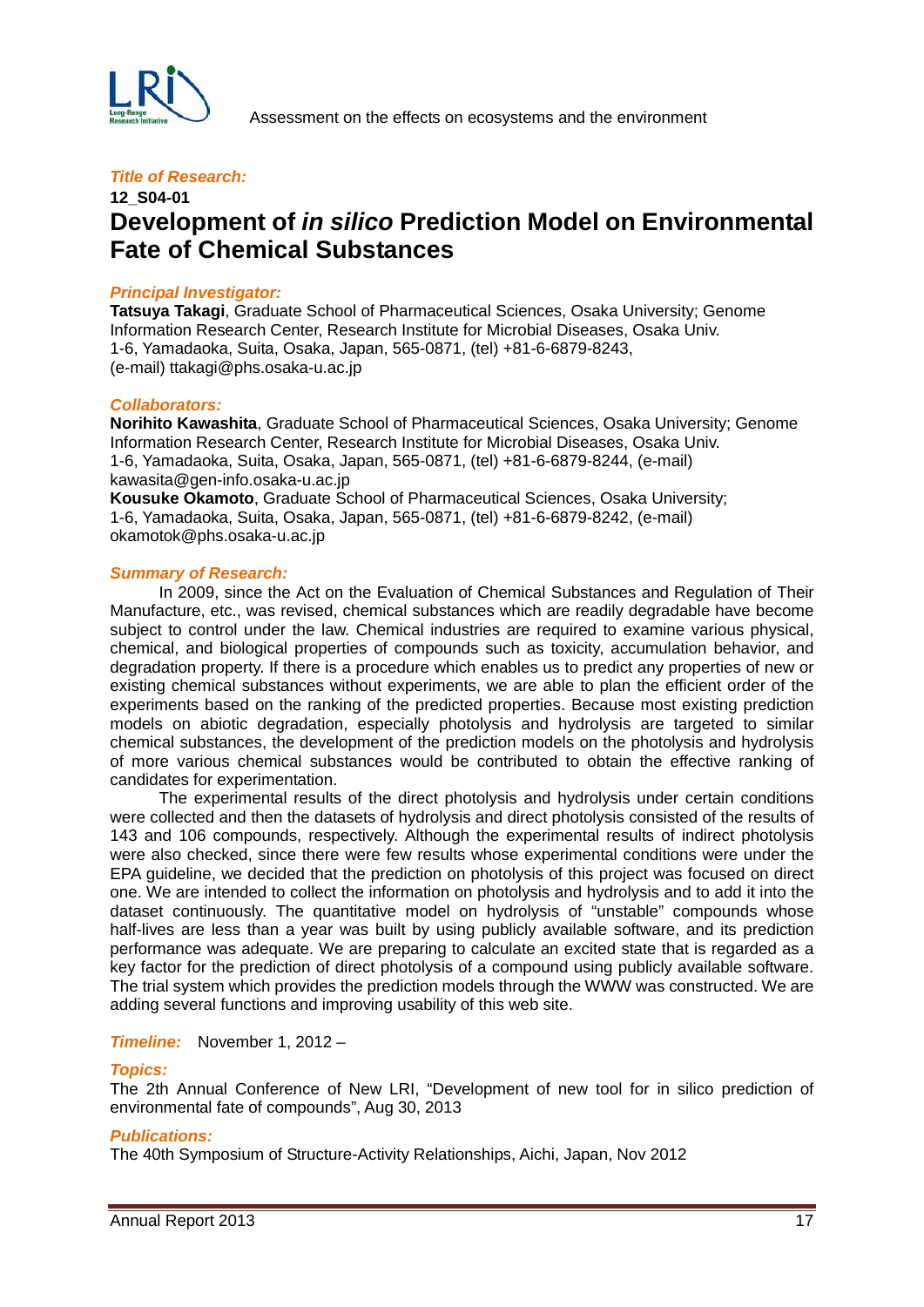*Title of Research:*

**12_S04-01**

# Development of *in silico* Prediction Model on Environmental Fate of Chemical Substances

*Principal Investigator:*

**Tatsuya Takagi**, Graduate School of Pharmaceutical Sciences, Osaka University; Genome Information Research Center, Research Institute for Microbial Diseases, Osaka Univ.
1-6, Yamadaoka, Suita, Osaka, Japan, 565-0871, (tel) +81-6-6879-8243,
(e-mail) ttakagi@phs.osaka-u.ac.jp

*Collaborators:*

**Norihito Kawashita**, Graduate School of Pharmaceutical Sciences, Osaka University; Genome Information Research Center, Research Institute for Microbial Diseases, Osaka Univ.
1-6, Yamadaoka, Suita, Osaka, Japan, 565-0871, (tel) +81-6-6879-8244, (e-mail) kawasita@gen-info.osaka-u.ac.jp
**Kousuke Okamoto**, Graduate School of Pharmaceutical Sciences, Osaka University;
1-6, Yamadaoka, Suita, Osaka, Japan, 565-0871, (tel) +81-6-6879-8242, (e-mail) okamotok@phs.osaka-u.ac.jp

*Summary of Research:*

In 2009, since the Act on the Evaluation of Chemical Substances and Regulation of Their Manufacture, etc., was revised, chemical substances which are readily degradable have become subject to control under the law. Chemical industries are required to examine various physical, chemical, and biological properties of compounds such as toxicity, accumulation behavior, and degradation property. If there is a procedure which enables us to predict any properties of new or existing chemical substances without experiments, we are able to plan the efficient order of the experiments based on the ranking of the predicted properties. Because most existing prediction models on abiotic degradation, especially photolysis and hydrolysis are targeted to similar chemical substances, the development of the prediction models on the photolysis and hydrolysis of more various chemical substances would be contributed to obtain the effective ranking of candidates for experimentation.

The experimental results of the direct photolysis and hydrolysis under certain conditions were collected and then the datasets of hydrolysis and direct photolysis consisted of the results of 143 and 106 compounds, respectively. Although the experimental results of indirect photolysis were also checked, since there were few results whose experimental conditions were under the EPA guideline, we decided that the prediction on photolysis of this project was focused on direct one. We are intended to collect the information on photolysis and hydrolysis and to add it into the dataset continuously. The quantitative model on hydrolysis of "unstable" compounds whose half-lives are less than a year was built by using publicly available software, and its prediction performance was adequate. We are preparing to calculate an excited state that is regarded as a key factor for the prediction of direct photolysis of a compound using publicly available software. The trial system which provides the prediction models through the WWW was constructed. We are adding several functions and improving usability of this web site.

*Timeline:* November 1, 2012 –

*Topics:*

The 2th Annual Conference of New LRI, "Development of new tool for in silico prediction of environmental fate of compounds", Aug 30, 2013

*Publications:*

The 40th Symposium of Structure-Activity Relationships, Aichi, Japan, Nov 2012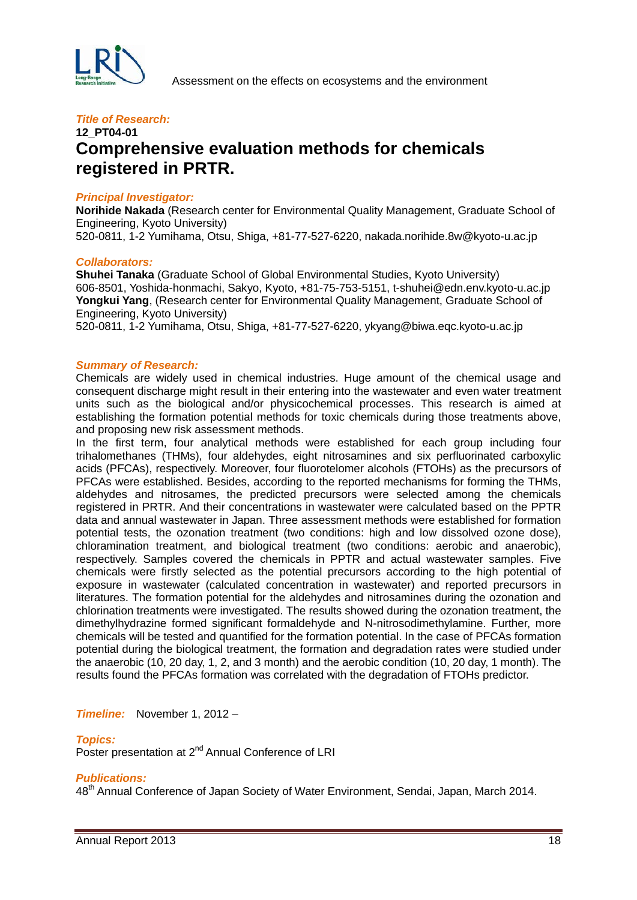*Title of Research:*

**12_PT04-01**

# Comprehensive evaluation methods for chemicals registered in PRTR.

*Principal Investigator:*

**Norihide Nakada** (Research center for Environmental Quality Management, Graduate School of Engineering, Kyoto University)
520-0811, 1-2 Yumihama, Otsu, Shiga, +81-77-527-6220, nakada.norihide.8w@kyoto-u.ac.jp

*Collaborators:*

**Shuhei Tanaka** (Graduate School of Global Environmental Studies, Kyoto University)
606-8501, Yoshida-honmachi, Sakyo, Kyoto, +81-75-753-5151, t-shuhei@edn.env.kyoto-u.ac.jp
**Yongkui Yang**, (Research center for Environmental Quality Management, Graduate School of Engineering, Kyoto University)
520-0811, 1-2 Yumihama, Otsu, Shiga, +81-77-527-6220, ykyang@biwa.eqc.kyoto-u.ac.jp

*Summary of Research:*

Chemicals are widely used in chemical industries. Huge amount of the chemical usage and consequent discharge might result in their entering into the wastewater and even water treatment units such as the biological and/or physicochemical processes. This research is aimed at establishing the formation potential methods for toxic chemicals during those treatments above, and proposing new risk assessment methods.

In the first term, four analytical methods were established for each group including four trihalomethanes (THMs), four aldehydes, eight nitrosamines and six perfluorinated carboxylic acids (PFCAs), respectively. Moreover, four fluorotelomer alcohols (FTOHs) as the precursors of PFCAs were established. Besides, according to the reported mechanisms for forming the THMs, aldehydes and nitrosames, the predicted precursors were selected among the chemicals registered in PRTR. And their concentrations in wastewater were calculated based on the PPTR data and annual wastewater in Japan. Three assessment methods were established for formation potential tests, the ozonation treatment (two conditions: high and low dissolved ozone dose), chloramination treatment, and biological treatment (two conditions: aerobic and anaerobic), respectively. Samples covered the chemicals in PPTR and actual wastewater samples. Five chemicals were firstly selected as the potential precursors according to the high potential of exposure in wastewater (calculated concentration in wastewater) and reported precursors in literatures. The formation potential for the aldehydes and nitrosamines during the ozonation and chlorination treatments were investigated. The results showed during the ozonation treatment, the dimethylhydrazine formed significant formaldehyde and N-nitrosodimethylamine. Further, more chemicals will be tested and quantified for the formation potential. In the case of PFCAs formation potential during the biological treatment, the formation and degradation rates were studied under the anaerobic (10, 20 day, 1, 2, and 3 month) and the aerobic condition (10, 20 day, 1 month). The results found the PFCAs formation was correlated with the degradation of FTOHs predictor.

*Timeline:* November 1, 2012 –

*Topics:*

Poster presentation at 2nd Annual Conference of LRI

*Publications:*

48th Annual Conference of Japan Society of Water Environment, Sendai, Japan, March 2014.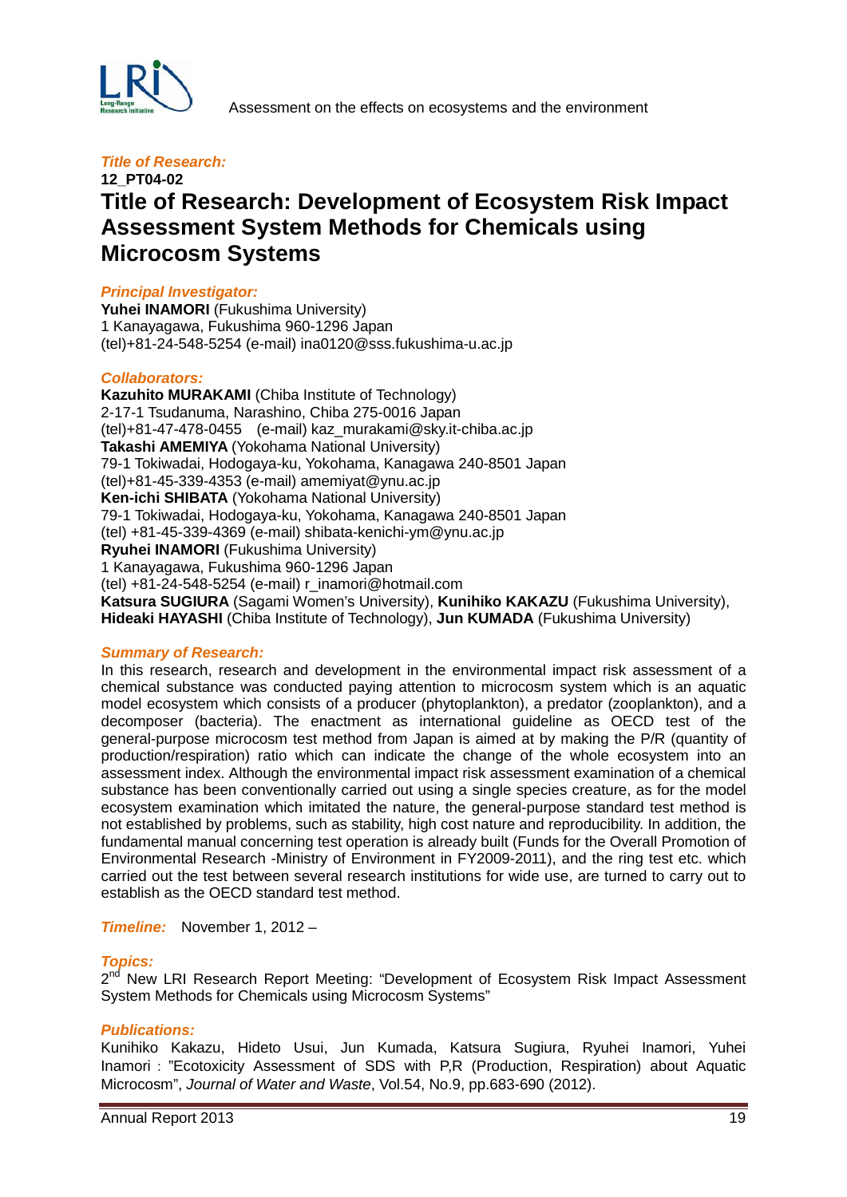Assessment on the effects on ecosystems and the environment

***Title of Research:***

**12_PT04-02**

# Title of Research: Development of Ecosystem Risk Impact Assessment System Methods for Chemicals using Microcosm Systems

***Principal Investigator:***

**Yuhei INAMORI** (Fukushima University)
1 Kanayagawa, Fukushima 960-1296 Japan
(tel)+81-24-548-5254 (e-mail) ina0120@sss.fukushima-u.ac.jp

***Collaborators:***

**Kazuhito MURAKAMI** (Chiba Institute of Technology)
2-17-1 Tsudanuma, Narashino, Chiba 275-0016 Japan
(tel)+81-47-478-0455 (e-mail) kaz_murakami@sky.it-chiba.ac.jp
**Takashi AMEMIYA** (Yokohama National University)
79-1 Tokiwadai, Hodogaya-ku, Yokohama, Kanagawa 240-8501 Japan
(tel)+81-45-339-4353 (e-mail) amemiyat@ynu.ac.jp
**Ken-ichi SHIBATA** (Yokohama National University)
79-1 Tokiwadai, Hodogaya-ku, Yokohama, Kanagawa 240-8501 Japan
(tel) +81-45-339-4369 (e-mail) shibata-kenichi-ym@ynu.ac.jp
**Ryuhei INAMORI** (Fukushima University)
1 Kanayagawa, Fukushima 960-1296 Japan
(tel) +81-24-548-5254 (e-mail) r_inamori@hotmail.com
**Katsura SUGIURA** (Sagami Women's University), **Kunihiko KAKAZU** (Fukushima University), **Hideaki HAYASHI** (Chiba Institute of Technology), **Jun KUMADA** (Fukushima University)

***Summary of Research:***

In this research, research and development in the environmental impact risk assessment of a chemical substance was conducted paying attention to microcosm system which is an aquatic model ecosystem which consists of a producer (phytoplankton), a predator (zooplankton), and a decomposer (bacteria). The enactment as international guideline as OECD test of the general-purpose microcosm test method from Japan is aimed at by making the P/R (quantity of production/respiration) ratio which can indicate the change of the whole ecosystem into an assessment index. Although the environmental impact risk assessment examination of a chemical substance has been conventionally carried out using a single species creature, as for the model ecosystem examination which imitated the nature, the general-purpose standard test method is not established by problems, such as stability, high cost nature and reproducibility. In addition, the fundamental manual concerning test operation is already built (Funds for the Overall Promotion of Environmental Research -Ministry of Environment in FY2009-2011), and the ring test etc. which carried out the test between several research institutions for wide use, are turned to carry out to establish as the OECD standard test method.

***Timeline:*** November 1, 2012 –

***Topics:***

2nd New LRI Research Report Meeting: "Development of Ecosystem Risk Impact Assessment System Methods for Chemicals using Microcosm Systems"

***Publications:***

Kunihiko Kakazu, Hideto Usui, Jun Kumada, Katsura Sugiura, Ryuhei Inamori, Yuhei Inamori : "Ecotoxicity Assessment of SDS with P,R (Production, Respiration) about Aquatic Microcosm", *Journal of Water and Waste*, Vol.54, No.9, pp.683-690 (2012).